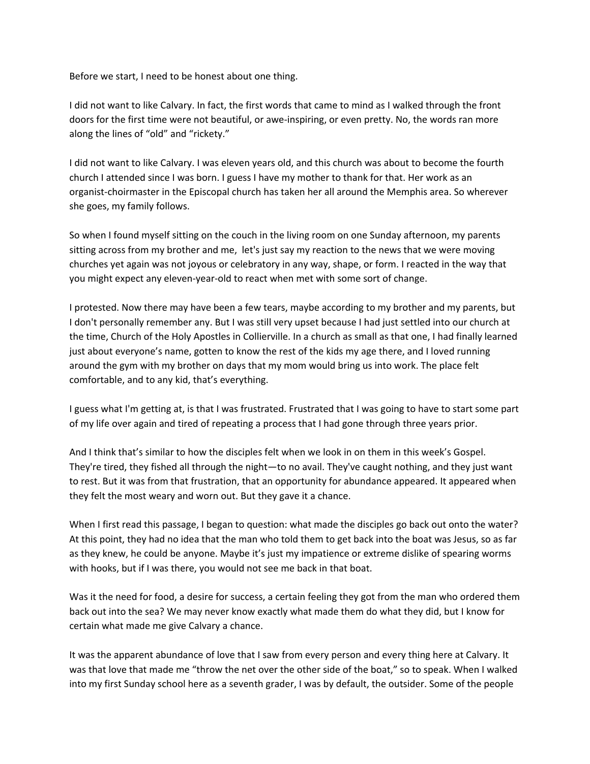Before we start, I need to be honest about one thing.

I did not want to like Calvary. In fact, the first words that came to mind as I walked through the front doors for the first time were not beautiful, or awe-inspiring, or even pretty. No, the words ran more along the lines of “old” and “rickety.”

I did not want to like Calvary. I was eleven years old, and this church was about to become the fourth church I attended since I was born. I guess I have my mother to thank for that. Her work as an organist-choirmaster in the Episcopal church has taken her all around the Memphis area. So wherever she goes, my family follows.

So when I found myself sitting on the couch in the living room on one Sunday afternoon, my parents sitting across from my brother and me, let's just say my reaction to the news that we were moving churches yet again was not joyous or celebratory in any way, shape, or form. I reacted in the way that you might expect any eleven-year-old to react when met with some sort of change.

I protested. Now there may have been a few tears, maybe according to my brother and my parents, but I don't personally remember any. But I was still very upset because I had just settled into our church at the time, Church of the Holy Apostles in Collierville. In a church as small as that one, I had finally learned just about everyone’s name, gotten to know the rest of the kids my age there, and I loved running around the gym with my brother on days that my mom would bring us into work. The place felt comfortable, and to any kid, that’s everything.

I guess what I'm getting at, is that I was frustrated. Frustrated that I was going to have to start some part of my life over again and tired of repeating a process that I had gone through three years prior.

And I think that’s similar to how the disciples felt when we look in on them in this week’s Gospel. They're tired, they fished all through the night—to no avail. They've caught nothing, and they just want to rest. But it was from that frustration, that an opportunity for abundance appeared. It appeared when they felt the most weary and worn out. But they gave it a chance.

When I first read this passage, I began to question: what made the disciples go back out onto the water? At this point, they had no idea that the man who told them to get back into the boat was Jesus, so as far as they knew, he could be anyone. Maybe it’s just my impatience or extreme dislike of spearing worms with hooks, but if I was there, you would not see me back in that boat.

Was it the need for food, a desire for success, a certain feeling they got from the man who ordered them back out into the sea? We may never know exactly what made them do what they did, but I know for certain what made me give Calvary a chance.

It was the apparent abundance of love that I saw from every person and every thing here at Calvary. It was that love that made me “throw the net over the other side of the boat,” so to speak. When I walked into my first Sunday school here as a seventh grader, I was by default, the outsider. Some of the people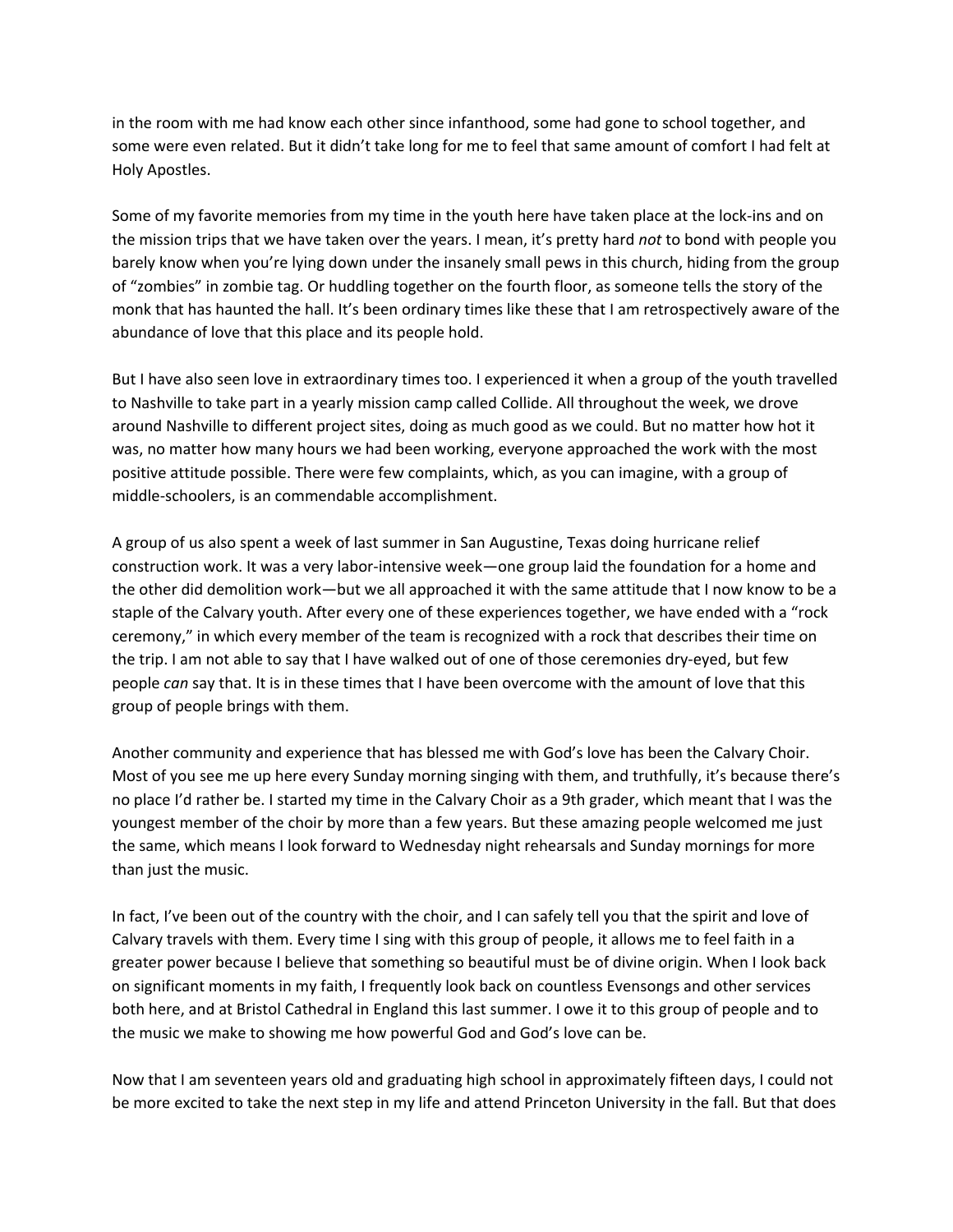in the room with me had know each other since infanthood, some had gone to school together, and some were even related. But it didn't take long for me to feel that same amount of comfort I had felt at Holy Apostles.

Some of my favorite memories from my time in the youth here have taken place at the lock-ins and on the mission trips that we have taken over the years. I mean, it's pretty hard *not* to bond with people you barely know when you're lying down under the insanely small pews in this church, hiding from the group of "zombies" in zombie tag. Or huddling together on the fourth floor, as someone tells the story of the monk that has haunted the hall. It's been ordinary times like these that I am retrospectively aware of the abundance of love that this place and its people hold.

But I have also seen love in extraordinary times too. I experienced it when a group of the youth travelled to Nashville to take part in a yearly mission camp called Collide. All throughout the week, we drove around Nashville to different project sites, doing as much good as we could. But no matter how hot it was, no matter how many hours we had been working, everyone approached the work with the most positive attitude possible. There were few complaints, which, as you can imagine, with a group of middle-schoolers, is an commendable accomplishment.

A group of us also spent a week of last summer in San Augustine, Texas doing hurricane relief construction work. It was a very labor-intensive week—one group laid the foundation for a home and the other did demolition work—but we all approached it with the same attitude that I now know to be a staple of the Calvary youth. After every one of these experiences together, we have ended with a "rock ceremony," in which every member of the team is recognized with a rock that describes their time on the trip. I am not able to say that I have walked out of one of those ceremonies dry-eyed, but few people *can* say that. It is in these times that I have been overcome with the amount of love that this group of people brings with them.

Another community and experience that has blessed me with God's love has been the Calvary Choir. Most of you see me up here every Sunday morning singing with them, and truthfully, it's because there's no place I'd rather be. I started my time in the Calvary Choir as a 9th grader, which meant that I was the youngest member of the choir by more than a few years. But these amazing people welcomed me just the same, which means I look forward to Wednesday night rehearsals and Sunday mornings for more than just the music.

In fact, I've been out of the country with the choir, and I can safely tell you that the spirit and love of Calvary travels with them. Every time I sing with this group of people, it allows me to feel faith in a greater power because I believe that something so beautiful must be of divine origin. When I look back on significant moments in my faith, I frequently look back on countless Evensongs and other services both here, and at Bristol Cathedral in England this last summer. I owe it to this group of people and to the music we make to showing me how powerful God and God's love can be.

Now that I am seventeen years old and graduating high school in approximately fifteen days, I could not be more excited to take the next step in my life and attend Princeton University in the fall. But that does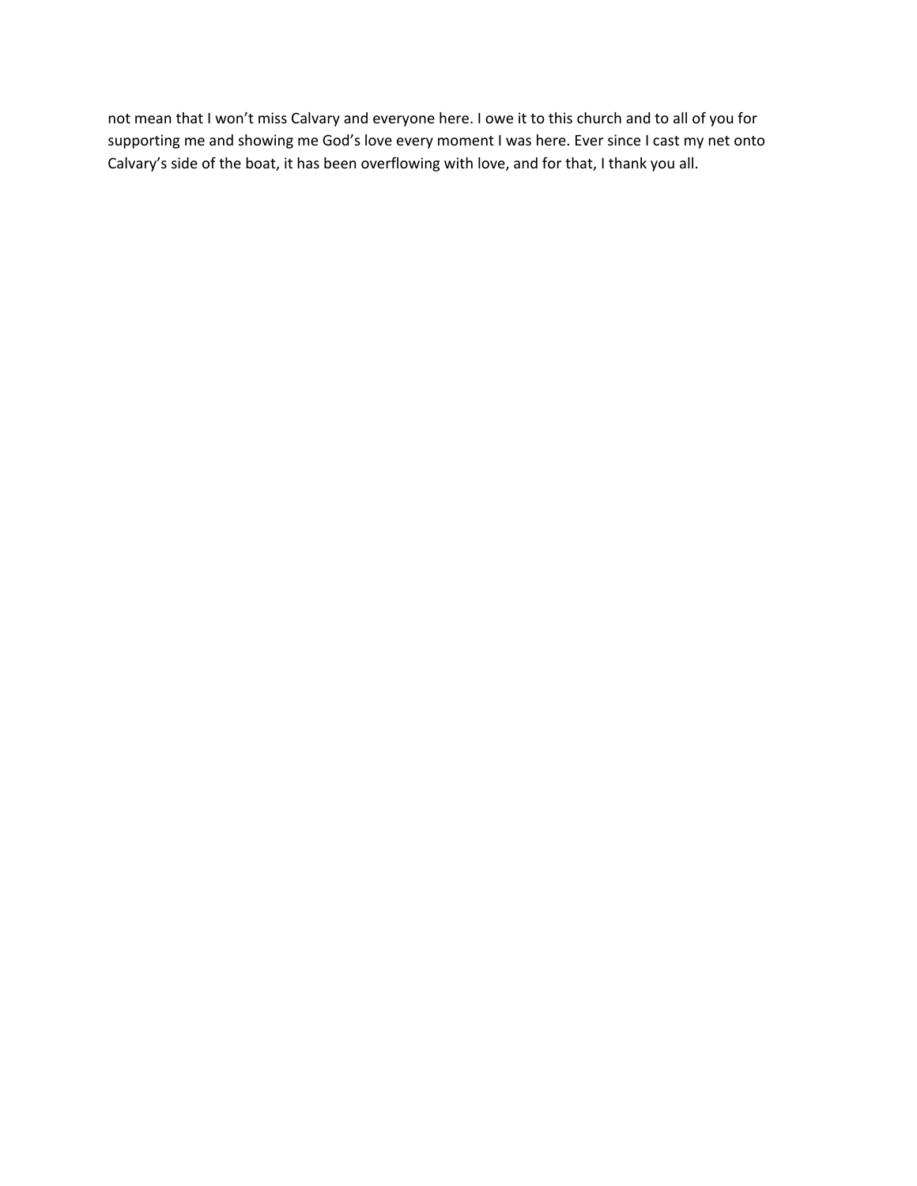not mean that I won't miss Calvary and everyone here. I owe it to this church and to all of you for supporting me and showing me God's love every moment I was here. Ever since I cast my net onto Calvary's side of the boat, it has been overflowing with love, and for that, I thank you all.